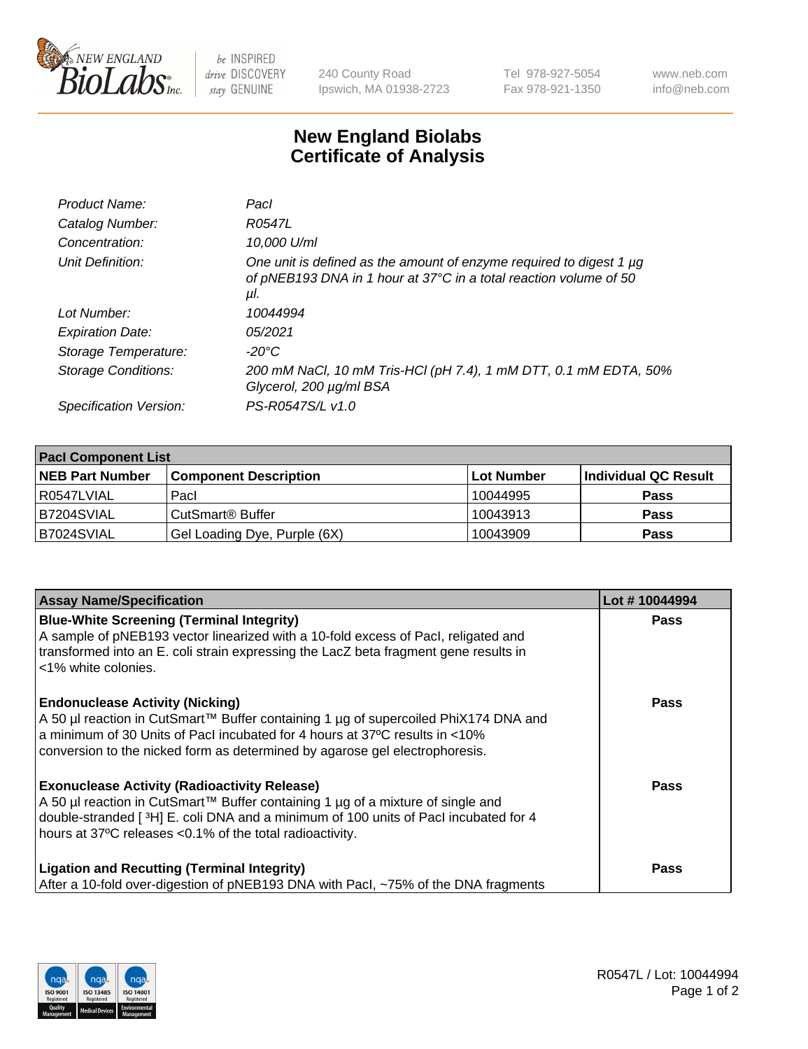# New England Biolabs Certificate of Analysis

| | |
|---|---|
| *Product Name:* | *PacI* |
| *Catalog Number:* | *R0547L* |
| *Concentration:* | *10,000 U/ml* |
| *Unit Definition:* | *One unit is defined as the amount of enzyme required to digest 1 µg of pNEB193 DNA in 1 hour at 37°C in a total reaction volume of 50 µl.* |
| *Lot Number:* | *10044994* |
| *Expiration Date:* | *05/2021* |
| *Storage Temperature:* | *-20°C* |
| *Storage Conditions:* | *200 mM NaCl, 10 mM Tris-HCl (pH 7.4), 1 mM DTT, 0.1 mM EDTA, 50% Glycerol, 200 µg/ml BSA* |
| *Specification Version:* | *PS-R0547S/L v1.0* |

| **PacI Component List** | | | |
|---|---|---|---|
| **NEB Part Number** | **Component Description** | **Lot Number** | **Individual QC Result** |
| R0547LVIAL | PacI | 10044995 | **Pass** |
| B7204SVIAL | CutSmart® Buffer | 10043913 | **Pass** |
| B7024SVIAL | Gel Loading Dye, Purple (6X) | 10043909 | **Pass** |

| **Assay Name/Specification** | **Lot # 10044994** |
|---|---|
| **Blue-White Screening (Terminal Integrity)** A sample of pNEB193 vector linearized with a 10-fold excess of PacI, religated and transformed into an E. coli strain expressing the LacZ beta fragment gene results in <1% white colonies. | **Pass** |
| **Endonuclease Activity (Nicking)** A 50 µl reaction in CutSmart™ Buffer containing 1 µg of supercoiled PhiX174 DNA and a minimum of 30 Units of PacI incubated for 4 hours at 37ºC results in <10% conversion to the nicked form as determined by agarose gel electrophoresis. | **Pass** |
| **Exonuclease Activity (Radioactivity Release)** A 50 µl reaction in CutSmart™ Buffer containing 1 µg of a mixture of single and double-stranded [ $^3$H] E. coli DNA and a minimum of 100 units of PacI incubated for 4 hours at 37ºC releases <0.1% of the total radioactivity. | **Pass** |
| **Ligation and Recutting (Terminal Integrity)** After a 10-fold over-digestion of pNEB193 DNA with PacI, ~75% of the DNA fragments | **Pass** |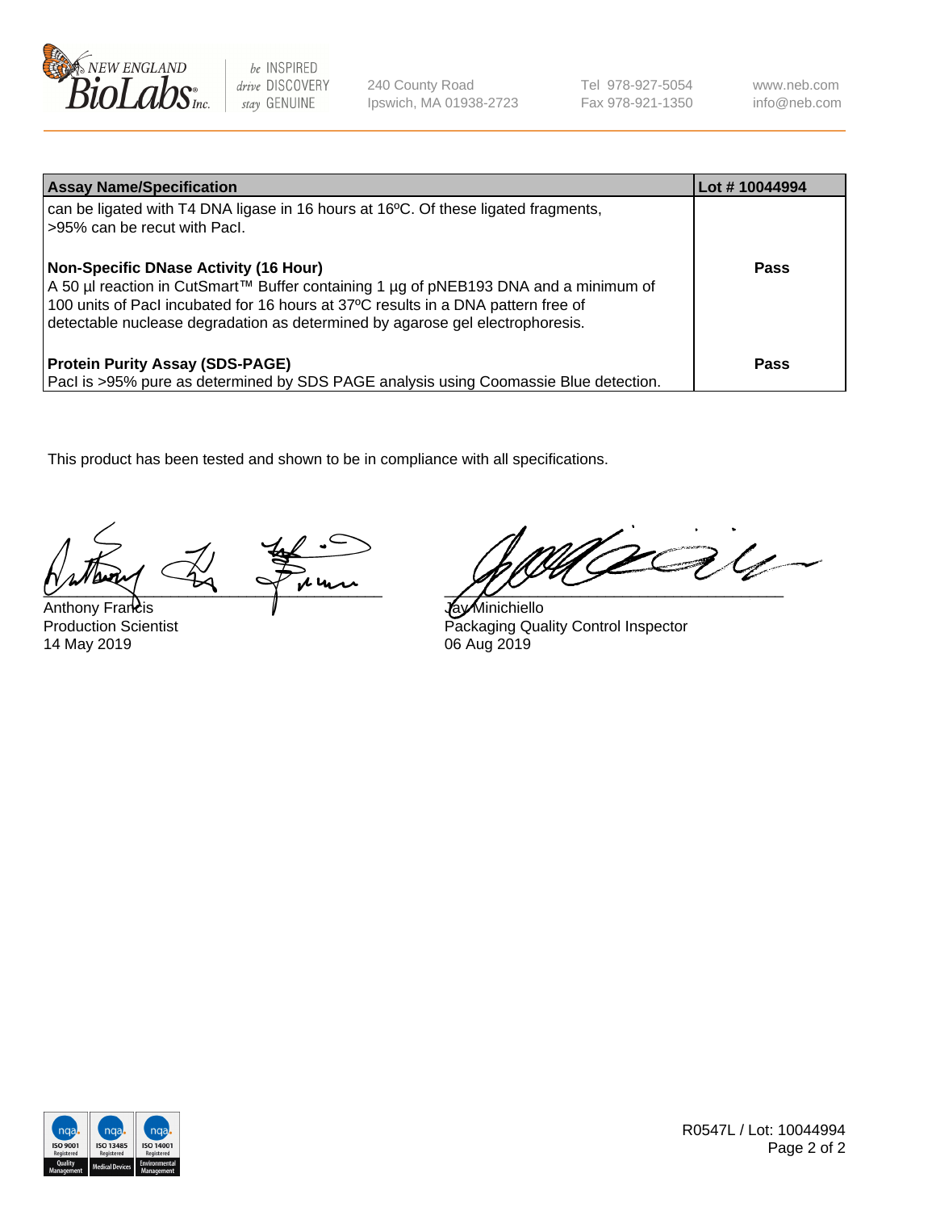| Assay Name/Specification | Lot # 10044994 |
|---|---|
| can be ligated with T4 DNA ligase in 16 hours at 16ºC. Of these ligated fragments, >95% can be recut with PacI. | |
| **Non-Specific DNase Activity (16 Hour)**<br>A 50 µl reaction in CutSmart™ Buffer containing 1 µg of pNEB193 DNA and a minimum of 100 units of PacI incubated for 16 hours at 37ºC results in a DNA pattern free of detectable nuclease degradation as determined by agarose gel electrophoresis. | **Pass** |
| **Protein Purity Assay (SDS-PAGE)**<br>PacI is >95% pure as determined by SDS PAGE analysis using Coomassie Blue detection. | **Pass** |

This product has been tested and shown to be in compliance with all specifications.

Anthony Francis
Production Scientist
14 May 2019

Jay Minichiello
Packaging Quality Control Inspector
06 Aug 2019

R0547L / Lot: 10044994